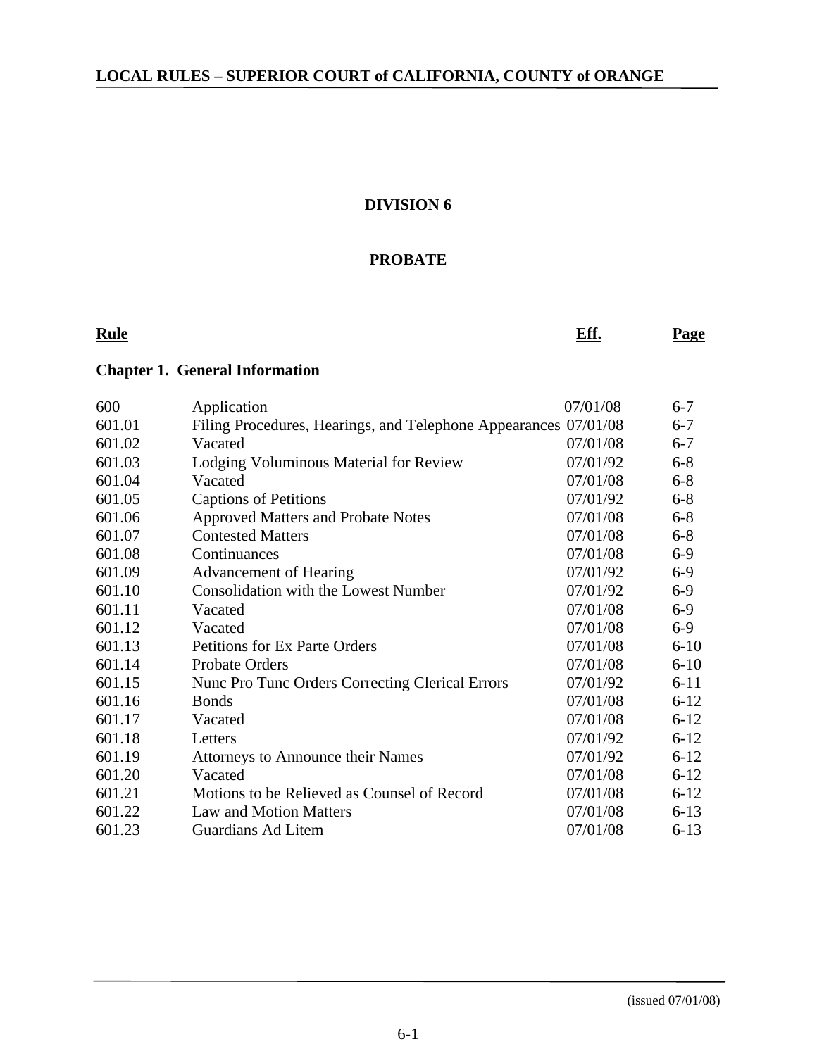# DIVISION 6

## PROBATE

| Rule | | Eff. | Page |
| --- | --- | --- | --- |
| **Chapter 1. General Information** | | | |
| 600 | Application | 07/01/08 | 6-7 |
| 601.01 | Filing Procedures, Hearings, and Telephone Appearances | 07/01/08 | 6-7 |
| 601.02 | Vacated | 07/01/08 | 6-7 |
| 601.03 | Lodging Voluminous Material for Review | 07/01/92 | 6-8 |
| 601.04 | Vacated | 07/01/08 | 6-8 |
| 601.05 | Captions of Petitions | 07/01/92 | 6-8 |
| 601.06 | Approved Matters and Probate Notes | 07/01/08 | 6-8 |
| 601.07 | Contested Matters | 07/01/08 | 6-8 |
| 601.08 | Continuances | 07/01/08 | 6-9 |
| 601.09 | Advancement of Hearing | 07/01/92 | 6-9 |
| 601.10 | Consolidation with the Lowest Number | 07/01/92 | 6-9 |
| 601.11 | Vacated | 07/01/08 | 6-9 |
| 601.12 | Vacated | 07/01/08 | 6-9 |
| 601.13 | Petitions for Ex Parte Orders | 07/01/08 | 6-10 |
| 601.14 | Probate Orders | 07/01/08 | 6-10 |
| 601.15 | Nunc Pro Tunc Orders Correcting Clerical Errors | 07/01/92 | 6-11 |
| 601.16 | Bonds | 07/01/08 | 6-12 |
| 601.17 | Vacated | 07/01/08 | 6-12 |
| 601.18 | Letters | 07/01/92 | 6-12 |
| 601.19 | Attorneys to Announce their Names | 07/01/92 | 6-12 |
| 601.20 | Vacated | 07/01/08 | 6-12 |
| 601.21 | Motions to be Relieved as Counsel of Record | 07/01/08 | 6-12 |
| 601.22 | Law and Motion Matters | 07/01/08 | 6-13 |
| 601.23 | Guardians Ad Litem | 07/01/08 | 6-13 |

(issued 07/01/08)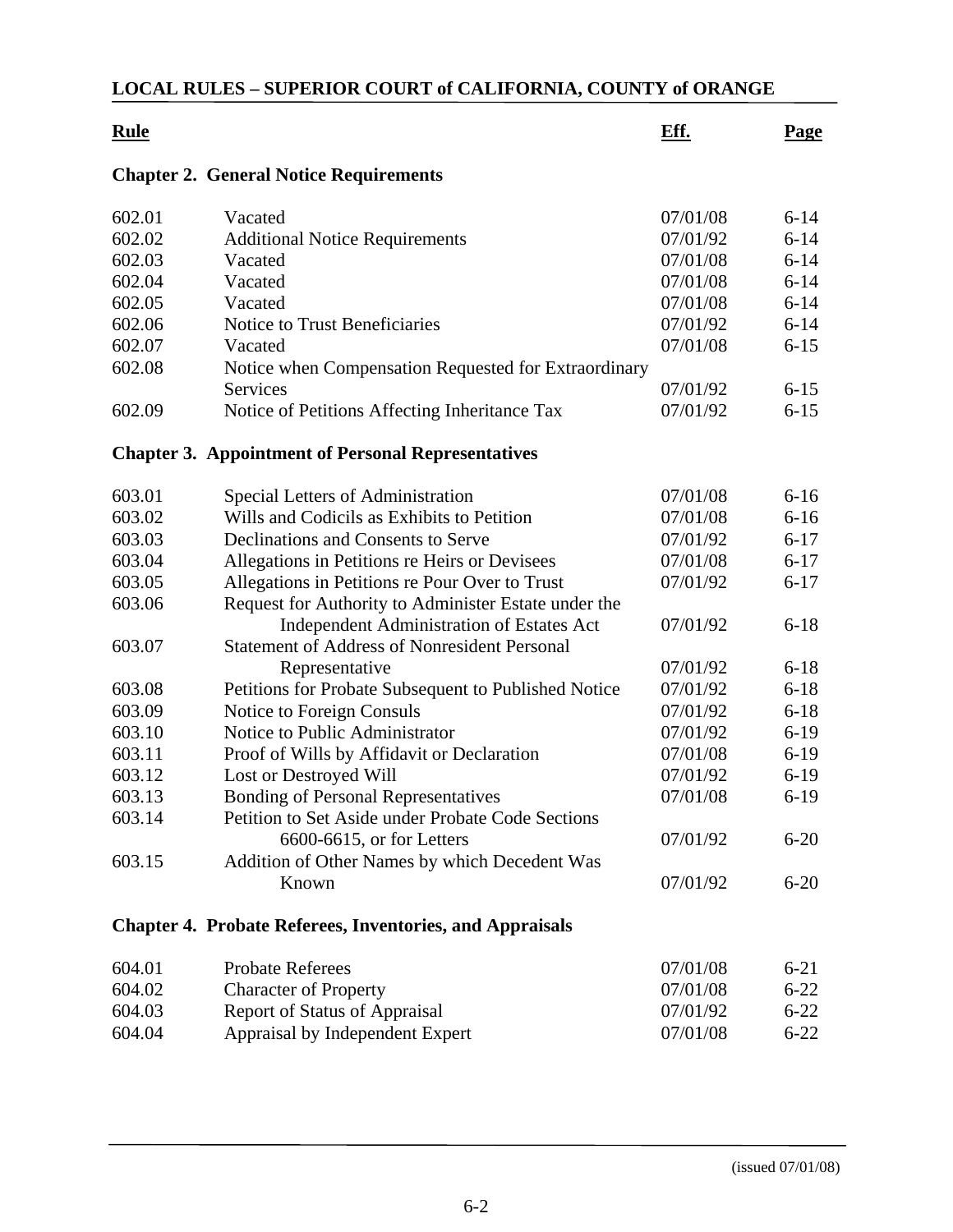| Rule | | Eff. | Page |
|---|---|---|---|
| **Chapter 2. General Notice Requirements** | | | |
| 602.01 | Vacated | 07/01/08 | 6-14 |
| 602.02 | Additional Notice Requirements | 07/01/92 | 6-14 |
| 602.03 | Vacated | 07/01/08 | 6-14 |
| 602.04 | Vacated | 07/01/08 | 6-14 |
| 602.05 | Vacated | 07/01/08 | 6-14 |
| 602.06 | Notice to Trust Beneficiaries | 07/01/92 | 6-14 |
| 602.07 | Vacated | 07/01/08 | 6-15 |
| 602.08 | Notice when Compensation Requested for Extraordinary Services | 07/01/92 | 6-15 |
| 602.09 | Notice of Petitions Affecting Inheritance Tax | 07/01/92 | 6-15 |
| **Chapter 3. Appointment of Personal Representatives** | | | |
| 603.01 | Special Letters of Administration | 07/01/08 | 6-16 |
| 603.02 | Wills and Codicils as Exhibits to Petition | 07/01/08 | 6-16 |
| 603.03 | Declinations and Consents to Serve | 07/01/92 | 6-17 |
| 603.04 | Allegations in Petitions re Heirs or Devisees | 07/01/08 | 6-17 |
| 603.05 | Allegations in Petitions re Pour Over to Trust | 07/01/92 | 6-17 |
| 603.06 | Request for Authority to Administer Estate under the Independent Administration of Estates Act | 07/01/92 | 6-18 |
| 603.07 | Statement of Address of Nonresident Personal Representative | 07/01/92 | 6-18 |
| 603.08 | Petitions for Probate Subsequent to Published Notice | 07/01/92 | 6-18 |
| 603.09 | Notice to Foreign Consuls | 07/01/92 | 6-18 |
| 603.10 | Notice to Public Administrator | 07/01/92 | 6-19 |
| 603.11 | Proof of Wills by Affidavit or Declaration | 07/01/08 | 6-19 |
| 603.12 | Lost or Destroyed Will | 07/01/92 | 6-19 |
| 603.13 | Bonding of Personal Representatives | 07/01/08 | 6-19 |
| 603.14 | Petition to Set Aside under Probate Code Sections 6600-6615, or for Letters | 07/01/92 | 6-20 |
| 603.15 | Addition of Other Names by which Decedent Was Known | 07/01/92 | 6-20 |
| **Chapter 4. Probate Referees, Inventories, and Appraisals** | | | |
| 604.01 | Probate Referees | 07/01/08 | 6-21 |
| 604.02 | Character of Property | 07/01/08 | 6-22 |
| 604.03 | Report of Status of Appraisal | 07/01/92 | 6-22 |
| 604.04 | Appraisal by Independent Expert | 07/01/08 | 6-22 |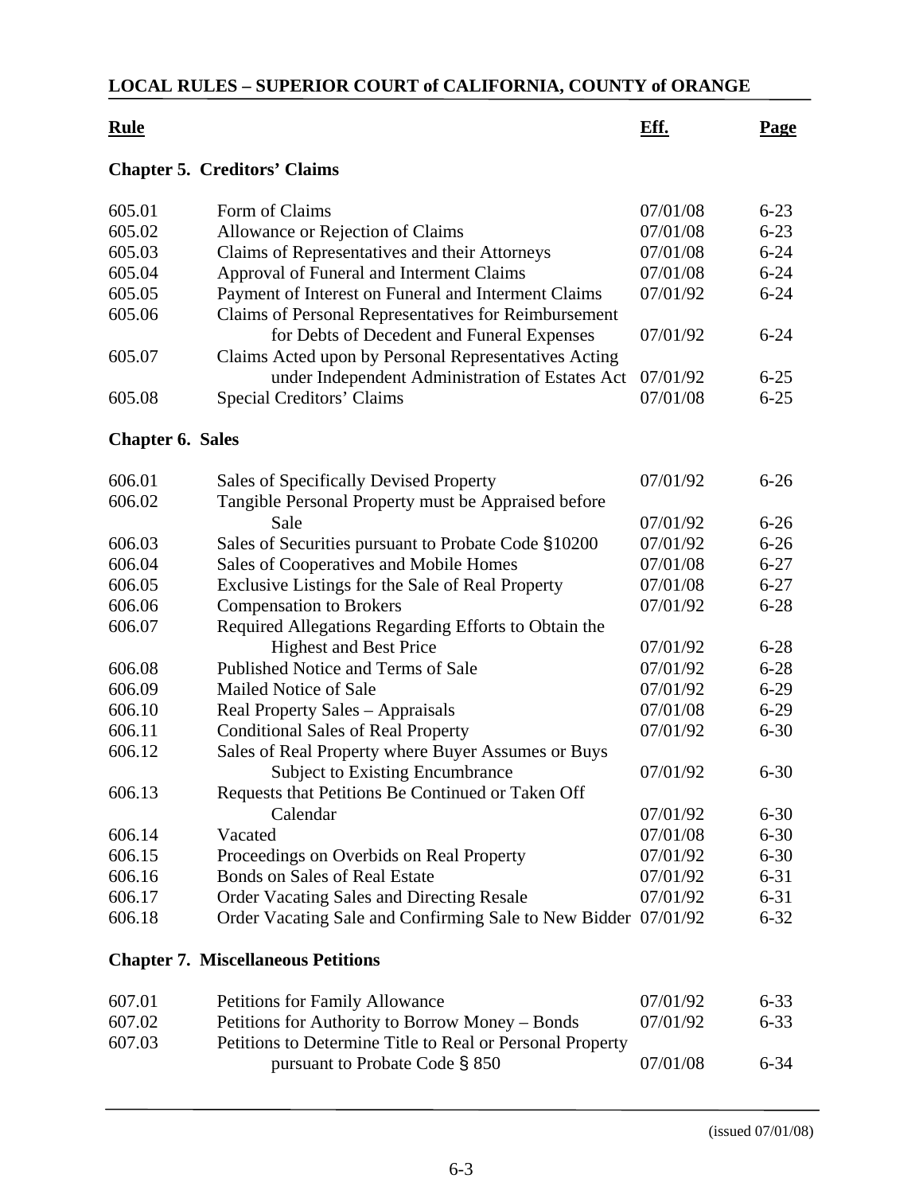## LOCAL RULES – SUPERIOR COURT of CALIFORNIA, COUNTY of ORANGE

| Rule | | Eff. | Page |
|---|---|---|---|

### Chapter 5. Creditors' Claims

| Rule | Title | Eff. | Page |
|---|---|---|---|
| 605.01 | Form of Claims | 07/01/08 | 6-23 |
| 605.02 | Allowance or Rejection of Claims | 07/01/08 | 6-23 |
| 605.03 | Claims of Representatives and their Attorneys | 07/01/08 | 6-24 |
| 605.04 | Approval of Funeral and Interment Claims | 07/01/08 | 6-24 |
| 605.05 | Payment of Interest on Funeral and Interment Claims | 07/01/92 | 6-24 |
| 605.06 | Claims of Personal Representatives for Reimbursement for Debts of Decedent and Funeral Expenses | 07/01/92 | 6-24 |
| 605.07 | Claims Acted upon by Personal Representatives Acting under Independent Administration of Estates Act | 07/01/92 | 6-25 |
| 605.08 | Special Creditors' Claims | 07/01/08 | 6-25 |

### Chapter 6. Sales

| Rule | Title | Eff. | Page |
|---|---|---|---|
| 606.01 | Sales of Specifically Devised Property | 07/01/92 | 6-26 |
| 606.02 | Tangible Personal Property must be Appraised before Sale | 07/01/92 | 6-26 |
| 606.03 | Sales of Securities pursuant to Probate Code §10200 | 07/01/92 | 6-26 |
| 606.04 | Sales of Cooperatives and Mobile Homes | 07/01/08 | 6-27 |
| 606.05 | Exclusive Listings for the Sale of Real Property | 07/01/08 | 6-27 |
| 606.06 | Compensation to Brokers | 07/01/92 | 6-28 |
| 606.07 | Required Allegations Regarding Efforts to Obtain the Highest and Best Price | 07/01/92 | 6-28 |
| 606.08 | Published Notice and Terms of Sale | 07/01/92 | 6-28 |
| 606.09 | Mailed Notice of Sale | 07/01/92 | 6-29 |
| 606.10 | Real Property Sales – Appraisals | 07/01/08 | 6-29 |
| 606.11 | Conditional Sales of Real Property | 07/01/92 | 6-30 |
| 606.12 | Sales of Real Property where Buyer Assumes or Buys Subject to Existing Encumbrance | 07/01/92 | 6-30 |
| 606.13 | Requests that Petitions Be Continued or Taken Off Calendar | 07/01/92 | 6-30 |
| 606.14 | Vacated | 07/01/08 | 6-30 |
| 606.15 | Proceedings on Overbids on Real Property | 07/01/92 | 6-30 |
| 606.16 | Bonds on Sales of Real Estate | 07/01/92 | 6-31 |
| 606.17 | Order Vacating Sales and Directing Resale | 07/01/92 | 6-31 |
| 606.18 | Order Vacating Sale and Confirming Sale to New Bidder | 07/01/92 | 6-32 |

### Chapter 7. Miscellaneous Petitions

| Rule | Title | Eff. | Page |
|---|---|---|---|
| 607.01 | Petitions for Family Allowance | 07/01/92 | 6-33 |
| 607.02 | Petitions for Authority to Borrow Money – Bonds | 07/01/92 | 6-33 |
| 607.03 | Petitions to Determine Title to Real or Personal Property pursuant to Probate Code § 850 | 07/01/08 | 6-34 |

(issued 07/01/08)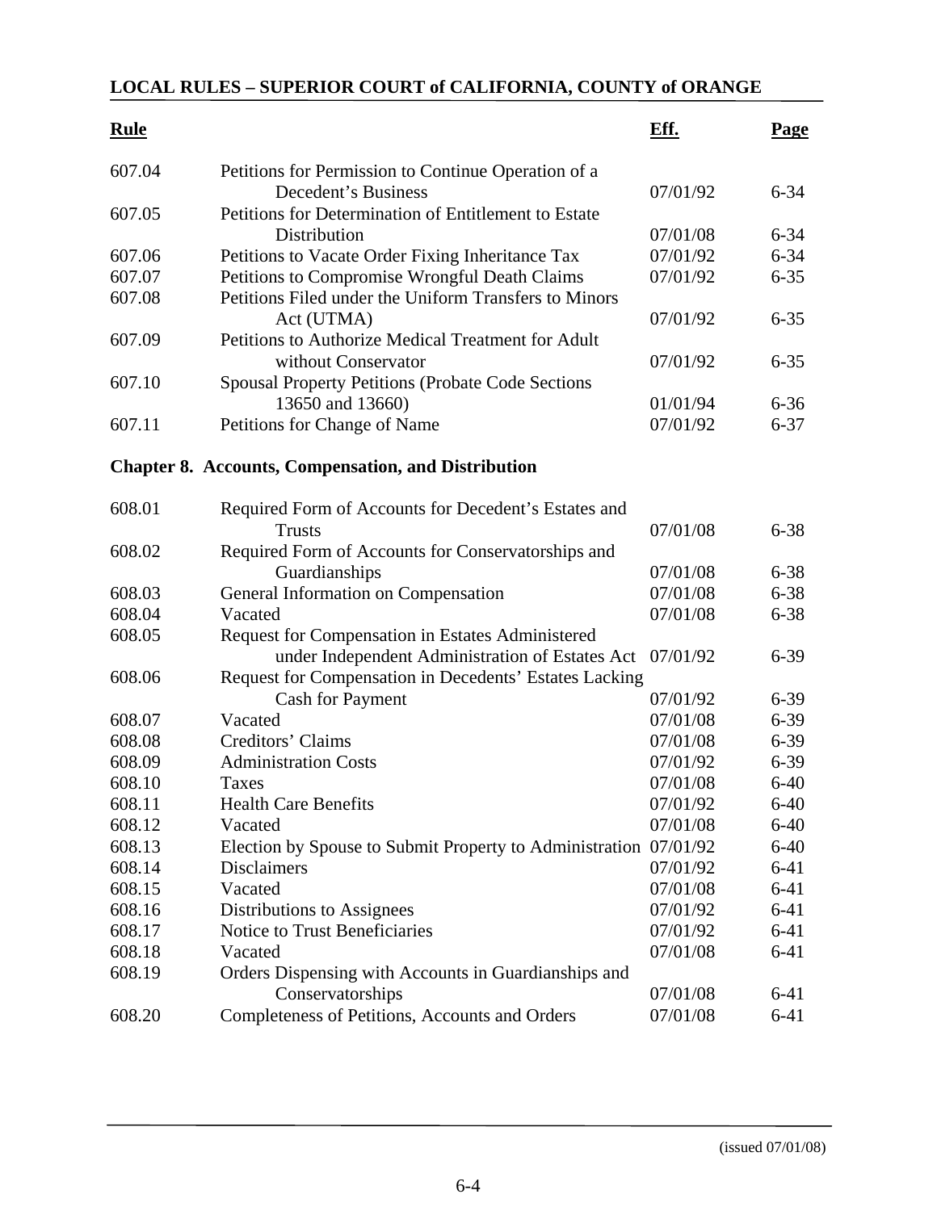| Rule | | Eff. | Page |
|---|---|---|---|
| 607.04 | Petitions for Permission to Continue Operation of a Decedent's Business | 07/01/92 | 6-34 |
| 607.05 | Petitions for Determination of Entitlement to Estate Distribution | 07/01/08 | 6-34 |
| 607.06 | Petitions to Vacate Order Fixing Inheritance Tax | 07/01/92 | 6-34 |
| 607.07 | Petitions to Compromise Wrongful Death Claims | 07/01/92 | 6-35 |
| 607.08 | Petitions Filed under the Uniform Transfers to Minors Act (UTMA) | 07/01/92 | 6-35 |
| 607.09 | Petitions to Authorize Medical Treatment for Adult without Conservator | 07/01/92 | 6-35 |
| 607.10 | Spousal Property Petitions (Probate Code Sections 13650 and 13660) | 01/01/94 | 6-36 |
| 607.11 | Petitions for Change of Name | 07/01/92 | 6-37 |

**Chapter 8. Accounts, Compensation, and Distribution**

| Rule | | Eff. | Page |
|---|---|---|---|
| 608.01 | Required Form of Accounts for Decedent's Estates and Trusts | 07/01/08 | 6-38 |
| 608.02 | Required Form of Accounts for Conservatorships and Guardianships | 07/01/08 | 6-38 |
| 608.03 | General Information on Compensation | 07/01/08 | 6-38 |
| 608.04 | Vacated | 07/01/08 | 6-38 |
| 608.05 | Request for Compensation in Estates Administered under Independent Administration of Estates Act | 07/01/92 | 6-39 |
| 608.06 | Request for Compensation in Decedents' Estates Lacking Cash for Payment | 07/01/92 | 6-39 |
| 608.07 | Vacated | 07/01/08 | 6-39 |
| 608.08 | Creditors' Claims | 07/01/08 | 6-39 |
| 608.09 | Administration Costs | 07/01/92 | 6-39 |
| 608.10 | Taxes | 07/01/08 | 6-40 |
| 608.11 | Health Care Benefits | 07/01/92 | 6-40 |
| 608.12 | Vacated | 07/01/08 | 6-40 |
| 608.13 | Election by Spouse to Submit Property to Administration | 07/01/92 | 6-40 |
| 608.14 | Disclaimers | 07/01/92 | 6-41 |
| 608.15 | Vacated | 07/01/08 | 6-41 |
| 608.16 | Distributions to Assignees | 07/01/92 | 6-41 |
| 608.17 | Notice to Trust Beneficiaries | 07/01/92 | 6-41 |
| 608.18 | Vacated | 07/01/08 | 6-41 |
| 608.19 | Orders Dispensing with Accounts in Guardianships and Conservatorships | 07/01/08 | 6-41 |
| 608.20 | Completeness of Petitions, Accounts and Orders | 07/01/08 | 6-41 |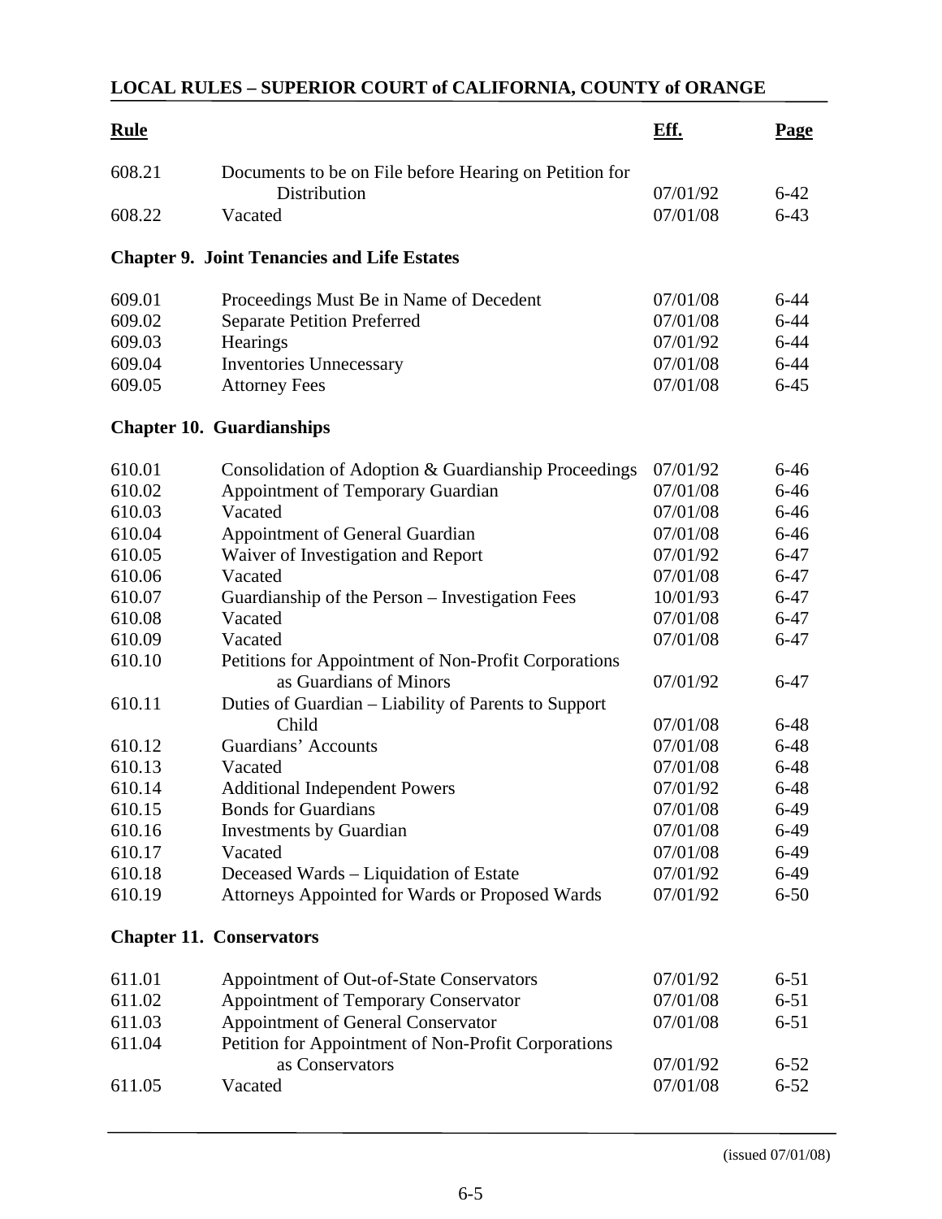## LOCAL RULES – SUPERIOR COURT of CALIFORNIA, COUNTY of ORANGE

| Rule | | Eff. | Page |
|---|---|---|---|
| 608.21 | Documents to be on File before Hearing on Petition for Distribution | 07/01/92 | 6-42 |
| 608.22 | Vacated | 07/01/08 | 6-43 |

### Chapter 9. Joint Tenancies and Life Estates

| Rule | | Eff. | Page |
|---|---|---|---|
| 609.01 | Proceedings Must Be in Name of Decedent | 07/01/08 | 6-44 |
| 609.02 | Separate Petition Preferred | 07/01/08 | 6-44 |
| 609.03 | Hearings | 07/01/92 | 6-44 |
| 609.04 | Inventories Unnecessary | 07/01/08 | 6-44 |
| 609.05 | Attorney Fees | 07/01/08 | 6-45 |

### Chapter 10. Guardianships

| Rule | | Eff. | Page |
|---|---|---|---|
| 610.01 | Consolidation of Adoption & Guardianship Proceedings | 07/01/92 | 6-46 |
| 610.02 | Appointment of Temporary Guardian | 07/01/08 | 6-46 |
| 610.03 | Vacated | 07/01/08 | 6-46 |
| 610.04 | Appointment of General Guardian | 07/01/08 | 6-46 |
| 610.05 | Waiver of Investigation and Report | 07/01/92 | 6-47 |
| 610.06 | Vacated | 07/01/08 | 6-47 |
| 610.07 | Guardianship of the Person – Investigation Fees | 10/01/93 | 6-47 |
| 610.08 | Vacated | 07/01/08 | 6-47 |
| 610.09 | Vacated | 07/01/08 | 6-47 |
| 610.10 | Petitions for Appointment of Non-Profit Corporations as Guardians of Minors | 07/01/92 | 6-47 |
| 610.11 | Duties of Guardian – Liability of Parents to Support Child | 07/01/08 | 6-48 |
| 610.12 | Guardians' Accounts | 07/01/08 | 6-48 |
| 610.13 | Vacated | 07/01/08 | 6-48 |
| 610.14 | Additional Independent Powers | 07/01/92 | 6-48 |
| 610.15 | Bonds for Guardians | 07/01/08 | 6-49 |
| 610.16 | Investments by Guardian | 07/01/08 | 6-49 |
| 610.17 | Vacated | 07/01/08 | 6-49 |
| 610.18 | Deceased Wards – Liquidation of Estate | 07/01/92 | 6-49 |
| 610.19 | Attorneys Appointed for Wards or Proposed Wards | 07/01/92 | 6-50 |

### Chapter 11. Conservators

| Rule | | Eff. | Page |
|---|---|---|---|
| 611.01 | Appointment of Out-of-State Conservators | 07/01/92 | 6-51 |
| 611.02 | Appointment of Temporary Conservator | 07/01/08 | 6-51 |
| 611.03 | Appointment of General Conservator | 07/01/08 | 6-51 |
| 611.04 | Petition for Appointment of Non-Profit Corporations as Conservators | 07/01/92 | 6-52 |
| 611.05 | Vacated | 07/01/08 | 6-52 |

(issued 07/01/08)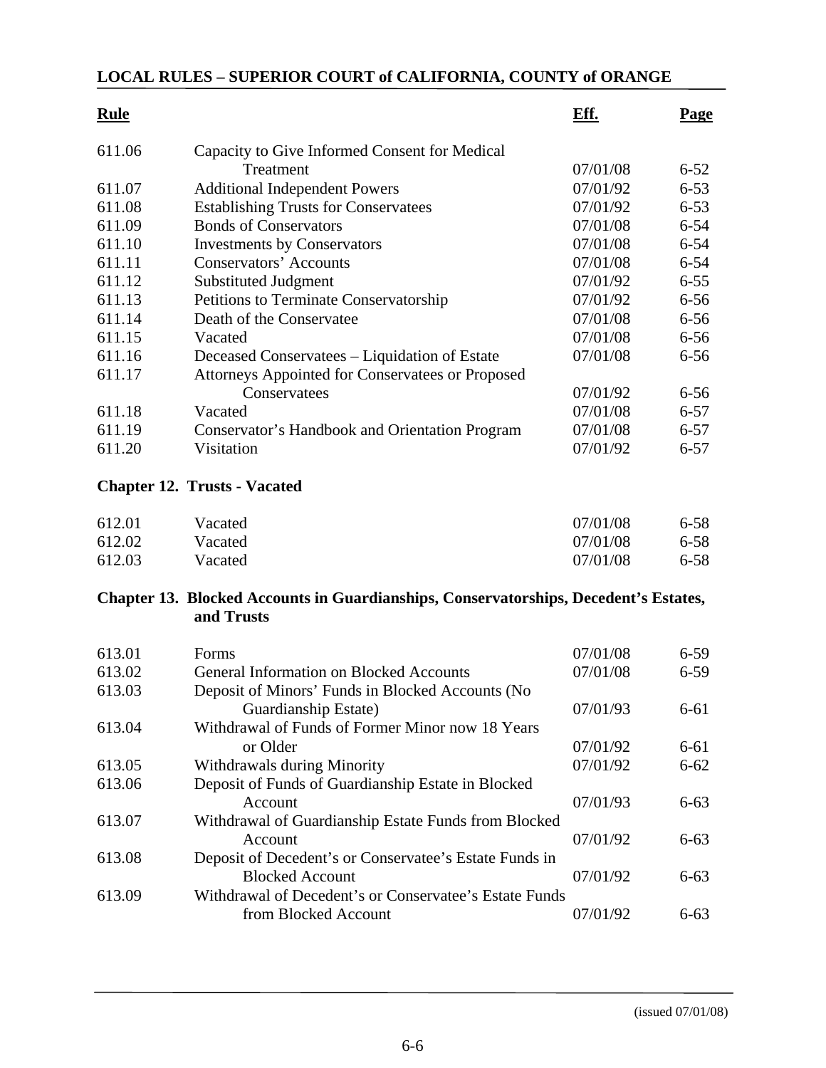| Rule | | Eff. | Page |
|---|---|---|---|
| 611.06 | Capacity to Give Informed Consent for Medical Treatment | 07/01/08 | 6-52 |
| 611.07 | Additional Independent Powers | 07/01/92 | 6-53 |
| 611.08 | Establishing Trusts for Conservatees | 07/01/92 | 6-53 |
| 611.09 | Bonds of Conservators | 07/01/08 | 6-54 |
| 611.10 | Investments by Conservators | 07/01/08 | 6-54 |
| 611.11 | Conservators' Accounts | 07/01/08 | 6-54 |
| 611.12 | Substituted Judgment | 07/01/92 | 6-55 |
| 611.13 | Petitions to Terminate Conservatorship | 07/01/92 | 6-56 |
| 611.14 | Death of the Conservatee | 07/01/08 | 6-56 |
| 611.15 | Vacated | 07/01/08 | 6-56 |
| 611.16 | Deceased Conservatees – Liquidation of Estate | 07/01/08 | 6-56 |
| 611.17 | Attorneys Appointed for Conservatees or Proposed Conservatees | 07/01/92 | 6-56 |
| 611.18 | Vacated | 07/01/08 | 6-57 |
| 611.19 | Conservator's Handbook and Orientation Program | 07/01/08 | 6-57 |
| 611.20 | Visitation | 07/01/92 | 6-57 |

**Chapter 12. Trusts - Vacated**

| | | | |
|---|---|---|---|
| 612.01 | Vacated | 07/01/08 | 6-58 |
| 612.02 | Vacated | 07/01/08 | 6-58 |
| 612.03 | Vacated | 07/01/08 | 6-58 |

**Chapter 13. Blocked Accounts in Guardianships, Conservatorships, Decedent's Estates, and Trusts**

| | | | |
|---|---|---|---|
| 613.01 | Forms | 07/01/08 | 6-59 |
| 613.02 | General Information on Blocked Accounts | 07/01/08 | 6-59 |
| 613.03 | Deposit of Minors' Funds in Blocked Accounts (No Guardianship Estate) | 07/01/93 | 6-61 |
| 613.04 | Withdrawal of Funds of Former Minor now 18 Years or Older | 07/01/92 | 6-61 |
| 613.05 | Withdrawals during Minority | 07/01/92 | 6-62 |
| 613.06 | Deposit of Funds of Guardianship Estate in Blocked Account | 07/01/93 | 6-63 |
| 613.07 | Withdrawal of Guardianship Estate Funds from Blocked Account | 07/01/92 | 6-63 |
| 613.08 | Deposit of Decedent's or Conservatee's Estate Funds in Blocked Account | 07/01/92 | 6-63 |
| 613.09 | Withdrawal of Decedent's or Conservatee's Estate Funds from Blocked Account | 07/01/92 | 6-63 |